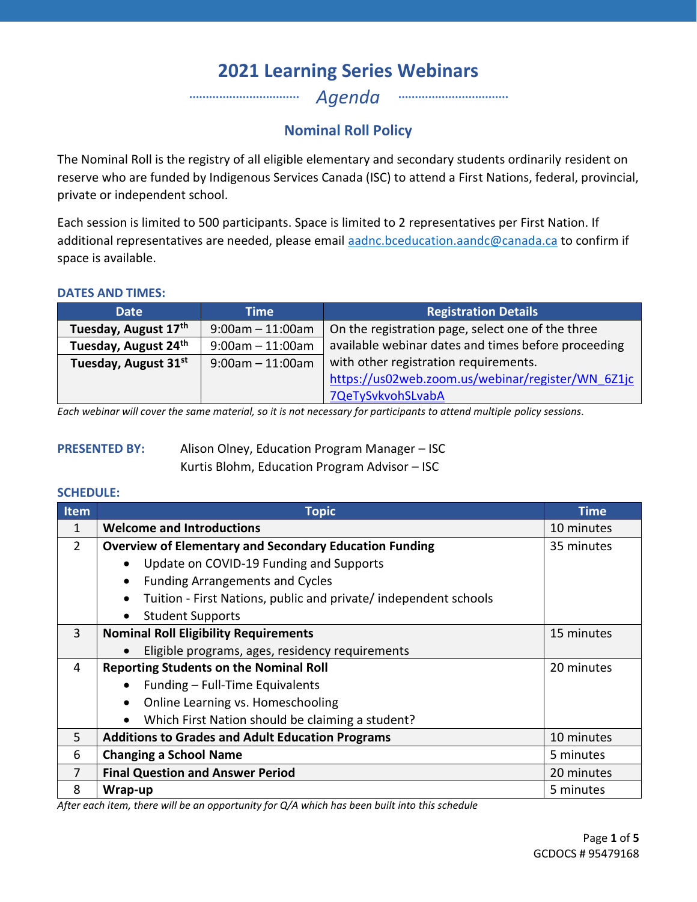# 2021 Learning Series Webinars

*Agenda*

## Nominal Roll Policy

The Nominal Roll is the registry of all eligible elementary and secondary students ordinarily resident on reserve who are funded by Indigenous Services Canada (ISC) to attend a First Nations, federal, provincial, private or independent school.

Each session is limited to 500 participants. Space is limited to 2 representatives per First Nation. If additional representatives are needed, please email aadnc.bceducation.aandc@canada.ca to confirm if space is available.

### DATES AND TIMES:

| Date | Time | Registration Details |
|---|---|---|
| **Tuesday, August 17th** | 9:00am – 11:00am | On the registration page, select one of the three available webinar dates and times before proceeding with other registration requirements. https://us02web.zoom.us/webinar/register/WN_6Z1jc7QeTySvkvohSLvabA |
| **Tuesday, August 24th** | 9:00am – 11:00am | |
| **Tuesday, August 31st** | 9:00am – 11:00am | |

*Each webinar will cover the same material, so it is not necessary for participants to attend multiple policy sessions.*

**PRESENTED BY:** Alison Olney, Education Program Manager – ISC
Kurtis Blohm, Education Program Advisor – ISC

### SCHEDULE:

| Item | Topic | Time |
|---|---|---|
| 1 | **Welcome and Introductions** | 10 minutes |
| 2 | **Overview of Elementary and Secondary Education Funding**<br>• Update on COVID-19 Funding and Supports<br>• Funding Arrangements and Cycles<br>• Tuition - First Nations, public and private/ independent schools<br>• Student Supports | 35 minutes |
| 3 | **Nominal Roll Eligibility Requirements**<br>• Eligible programs, ages, residency requirements | 15 minutes |
| 4 | **Reporting Students on the Nominal Roll**<br>• Funding – Full-Time Equivalents<br>• Online Learning vs. Homeschooling<br>• Which First Nation should be claiming a student? | 20 minutes |
| 5 | **Additions to Grades and Adult Education Programs** | 10 minutes |
| 6 | **Changing a School Name** | 5 minutes |
| 7 | **Final Question and Answer Period** | 20 minutes |
| 8 | **Wrap-up** | 5 minutes |

*After each item, there will be an opportunity for Q/A which has been built into this schedule*

GCDOCS # 95479168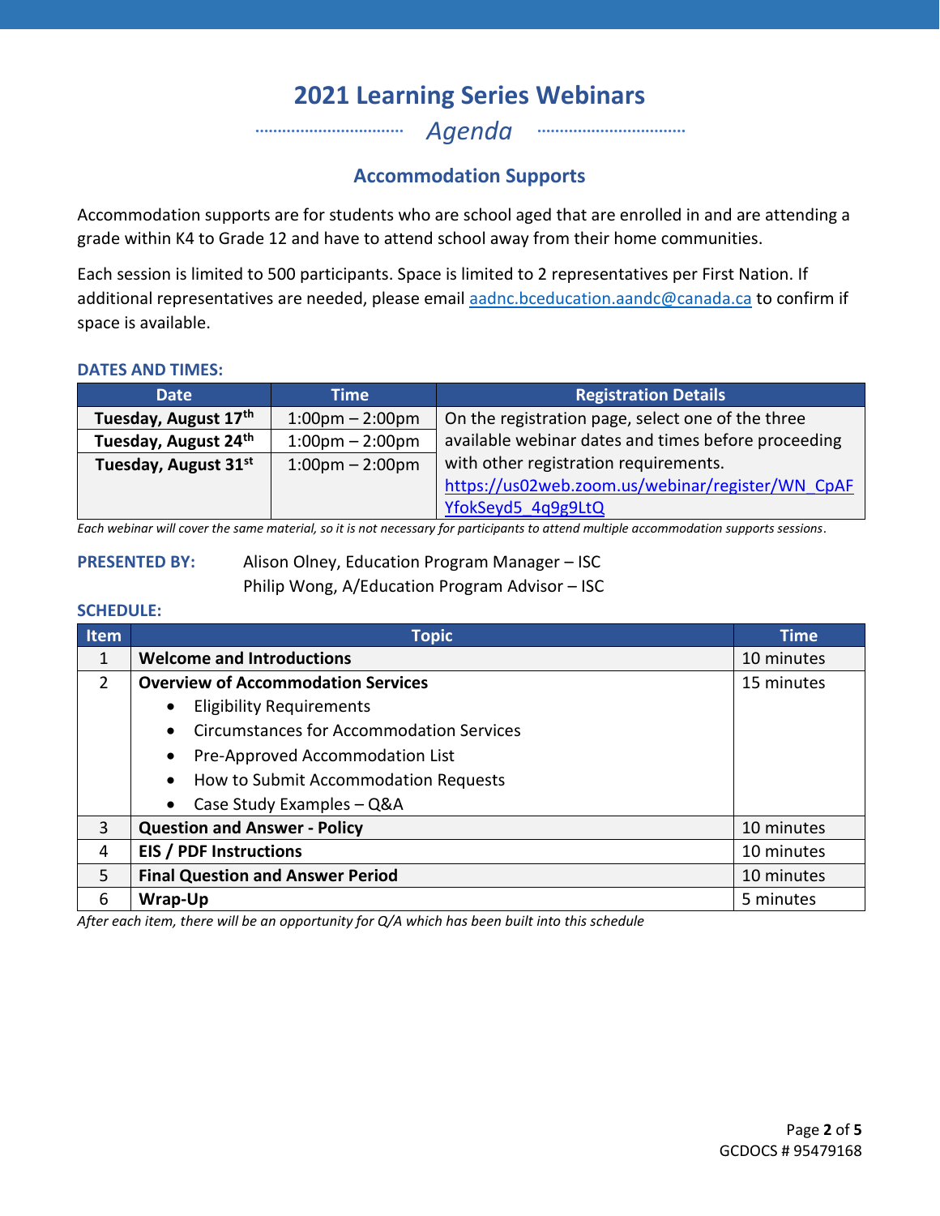# 2021 Learning Series Webinars

*Agenda*

## Accommodation Supports

Accommodation supports are for students who are school aged that are enrolled in and are attending a grade within K4 to Grade 12 and have to attend school away from their home communities.

Each session is limited to 500 participants. Space is limited to 2 representatives per First Nation. If additional representatives are needed, please email aadnc.bceducation.aandc@canada.ca to confirm if space is available.

### DATES AND TIMES:

| Date | Time | Registration Details |
|---|---|---|
| **Tuesday, August 17th** | 1:00pm – 2:00pm | On the registration page, select one of the three available webinar dates and times before proceeding with other registration requirements. https://us02web.zoom.us/webinar/register/WN_CpAFYfokSeyd5_4q9g9LtQ |
| **Tuesday, August 24th** | 1:00pm – 2:00pm | |
| **Tuesday, August 31st** | 1:00pm – 2:00pm | |

*Each webinar will cover the same material, so it is not necessary for participants to attend multiple accommodation supports sessions.*

**PRESENTED BY:** Alison Olney, Education Program Manager – ISC
Philip Wong, A/Education Program Advisor – ISC

### SCHEDULE:

| Item | Topic | Time |
|---|---|---|
| 1 | **Welcome and Introductions** | 10 minutes |
| 2 | **Overview of Accommodation Services**<br>• Eligibility Requirements<br>• Circumstances for Accommodation Services<br>• Pre-Approved Accommodation List<br>• How to Submit Accommodation Requests<br>• Case Study Examples – Q&A | 15 minutes |
| 3 | **Question and Answer - Policy** | 10 minutes |
| 4 | **EIS / PDF Instructions** | 10 minutes |
| 5 | **Final Question and Answer Period** | 10 minutes |
| 6 | **Wrap-Up** | 5 minutes |

*After each item, there will be an opportunity for Q/A which has been built into this schedule*

GCDOCS # 95479168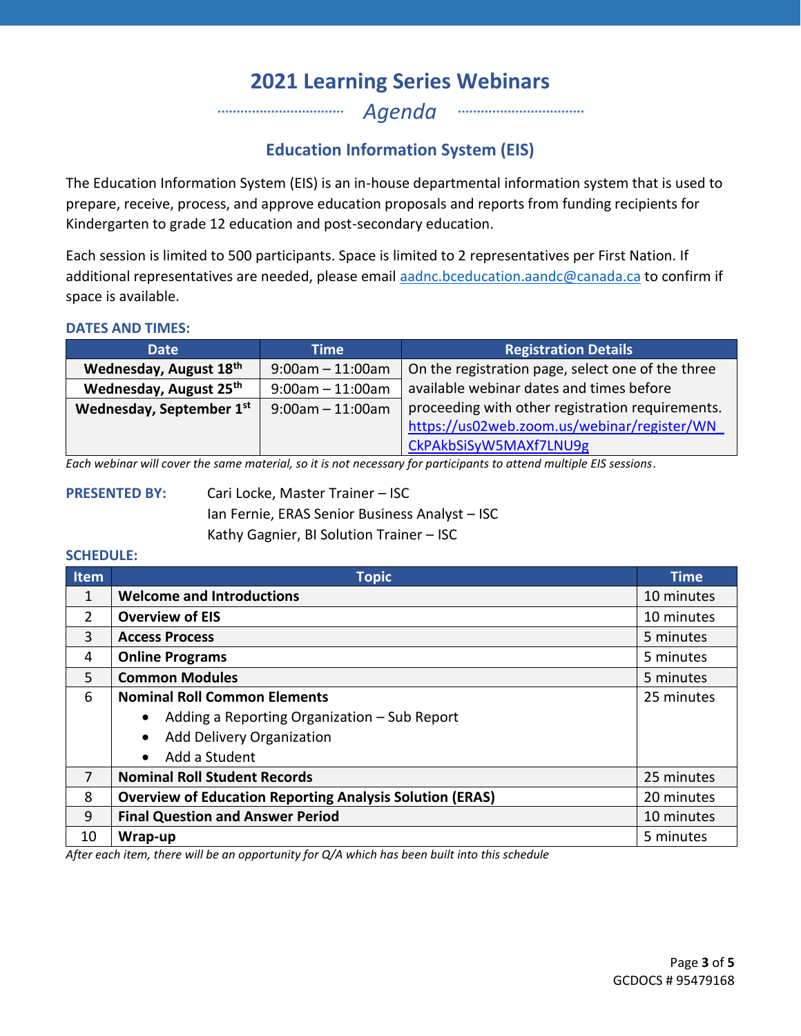# 2021 Learning Series Webinars

*Agenda*

## Education Information System (EIS)

The Education Information System (EIS) is an in-house departmental information system that is used to prepare, receive, process, and approve education proposals and reports from funding recipients for Kindergarten to grade 12 education and post-secondary education.

Each session is limited to 500 participants. Space is limited to 2 representatives per First Nation. If additional representatives are needed, please email aadnc.bceducation.aandc@canada.ca to confirm if space is available.

### DATES AND TIMES:

| Date | Time | Registration Details |
|---|---|---|
| **Wednesday, August 18th** | 9:00am – 11:00am | On the registration page, select one of the three available webinar dates and times before proceeding with other registration requirements. https://us02web.zoom.us/webinar/register/WN_CkPAkbSiSyW5MAXf7LNU9g |
| **Wednesday, August 25th** | 9:00am – 11:00am | |
| **Wednesday, September 1st** | 9:00am – 11:00am | |

*Each webinar will cover the same material, so it is not necessary for participants to attend multiple EIS sessions.*

**PRESENTED BY:**

Cari Locke, Master Trainer – ISC
Ian Fernie, ERAS Senior Business Analyst – ISC
Kathy Gagnier, BI Solution Trainer – ISC

### SCHEDULE:

| Item | Topic | Time |
|---|---|---|
| 1 | **Welcome and Introductions** | 10 minutes |
| 2 | **Overview of EIS** | 10 minutes |
| 3 | **Access Process** | 5 minutes |
| 4 | **Online Programs** | 5 minutes |
| 5 | **Common Modules** | 5 minutes |
| 6 | **Nominal Roll Common Elements**<br>• Adding a Reporting Organization – Sub Report<br>• Add Delivery Organization<br>• Add a Student | 25 minutes |
| 7 | **Nominal Roll Student Records** | 25 minutes |
| 8 | **Overview of Education Reporting Analysis Solution (ERAS)** | 20 minutes |
| 9 | **Final Question and Answer Period** | 10 minutes |
| 10 | **Wrap-up** | 5 minutes |

*After each item, there will be an opportunity for Q/A which has been built into this schedule*

GCDOCS # 95479168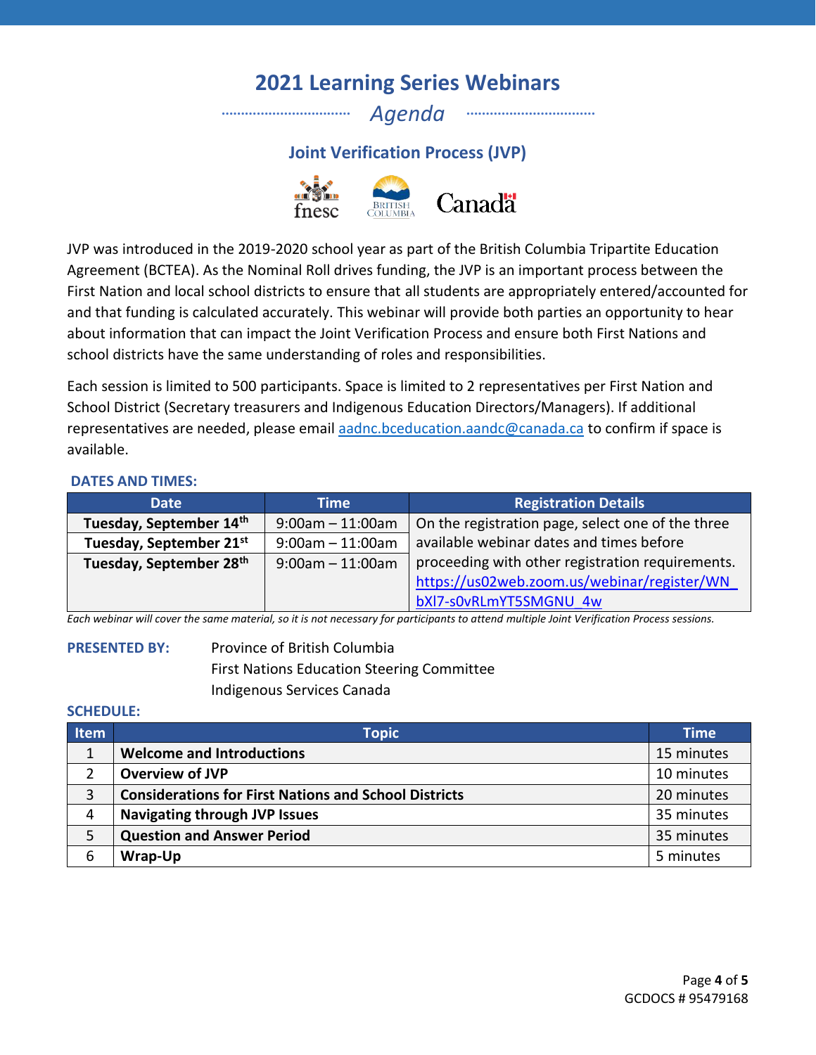# 2021 Learning Series Webinars

*Agenda*

## Joint Verification Process (JVP)

JVP was introduced in the 2019-2020 school year as part of the British Columbia Tripartite Education Agreement (BCTEA). As the Nominal Roll drives funding, the JVP is an important process between the First Nation and local school districts to ensure that all students are appropriately entered/accounted for and that funding is calculated accurately. This webinar will provide both parties an opportunity to hear about information that can impact the Joint Verification Process and ensure both First Nations and school districts have the same understanding of roles and responsibilities.

Each session is limited to 500 participants. Space is limited to 2 representatives per First Nation and School District (Secretary treasurers and Indigenous Education Directors/Managers). If additional representatives are needed, please email aadnc.bceducation.aandc@canada.ca to confirm if space is available.

### DATES AND TIMES:

| Date | Time | Registration Details |
|---|---|---|
| **Tuesday, September 14th** | 9:00am – 11:00am | On the registration page, select one of the three available webinar dates and times before proceeding with other registration requirements. https://us02web.zoom.us/webinar/register/WN_bXl7-s0vRLmYT5SMGNU_4w |
| **Tuesday, September 21st** | 9:00am – 11:00am | |
| **Tuesday, September 28th** | 9:00am – 11:00am | |

*Each webinar will cover the same material, so it is not necessary for participants to attend multiple Joint Verification Process sessions.*

**PRESENTED BY:**

Province of British Columbia
First Nations Education Steering Committee
Indigenous Services Canada

### SCHEDULE:

| Item | Topic | Time |
|---|---|---|
| 1 | **Welcome and Introductions** | 15 minutes |
| 2 | **Overview of JVP** | 10 minutes |
| 3 | **Considerations for First Nations and School Districts** | 20 minutes |
| 4 | **Navigating through JVP Issues** | 35 minutes |
| 5 | **Question and Answer Period** | 35 minutes |
| 6 | **Wrap-Up** | 5 minutes |

GCDOCS # 95479168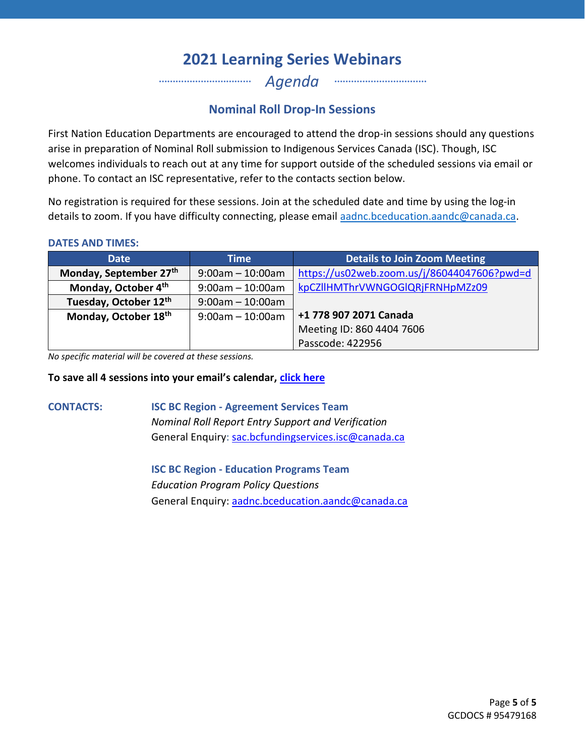# 2021 Learning Series Webinars

## *Agenda*

### Nominal Roll Drop-In Sessions

First Nation Education Departments are encouraged to attend the drop-in sessions should any questions arise in preparation of Nominal Roll submission to Indigenous Services Canada (ISC). Though, ISC welcomes individuals to reach out at any time for support outside of the scheduled sessions via email or phone. To contact an ISC representative, refer to the contacts section below.

No registration is required for these sessions. Join at the scheduled date and time by using the log-in details to zoom. If you have difficulty connecting, please email aadnc.bceducation.aandc@canada.ca.

**DATES AND TIMES:**

| Date | Time | Details to Join Zoom Meeting |
| --- | --- | --- |
| **Monday, September 27th** | 9:00am – 10:00am | https://us02web.zoom.us/j/86044047606?pwd=dkpCZllHMThrVWNGOGlQRjFRNHpMZz09 |
| **Monday, October 4th** | 9:00am – 10:00am | |
| **Tuesday, October 12th** | 9:00am – 10:00am | **+1 778 907 2071 Canada** |
| **Monday, October 18th** | 9:00am – 10:00am | Meeting ID: 860 4404 7606<br>Passcode: 422956 |

*No specific material will be covered at these sessions.*

**To save all 4 sessions into your email's calendar, click here**

**CONTACTS:**

**ISC BC Region - Agreement Services Team**
*Nominal Roll Report Entry Support and Verification*
General Enquiry: sac.bcfundingservices.isc@canada.ca

**ISC BC Region - Education Programs Team**
*Education Program Policy Questions*
General Enquiry: aadnc.bceducation.aandc@canada.ca

GCDOCS # 95479168